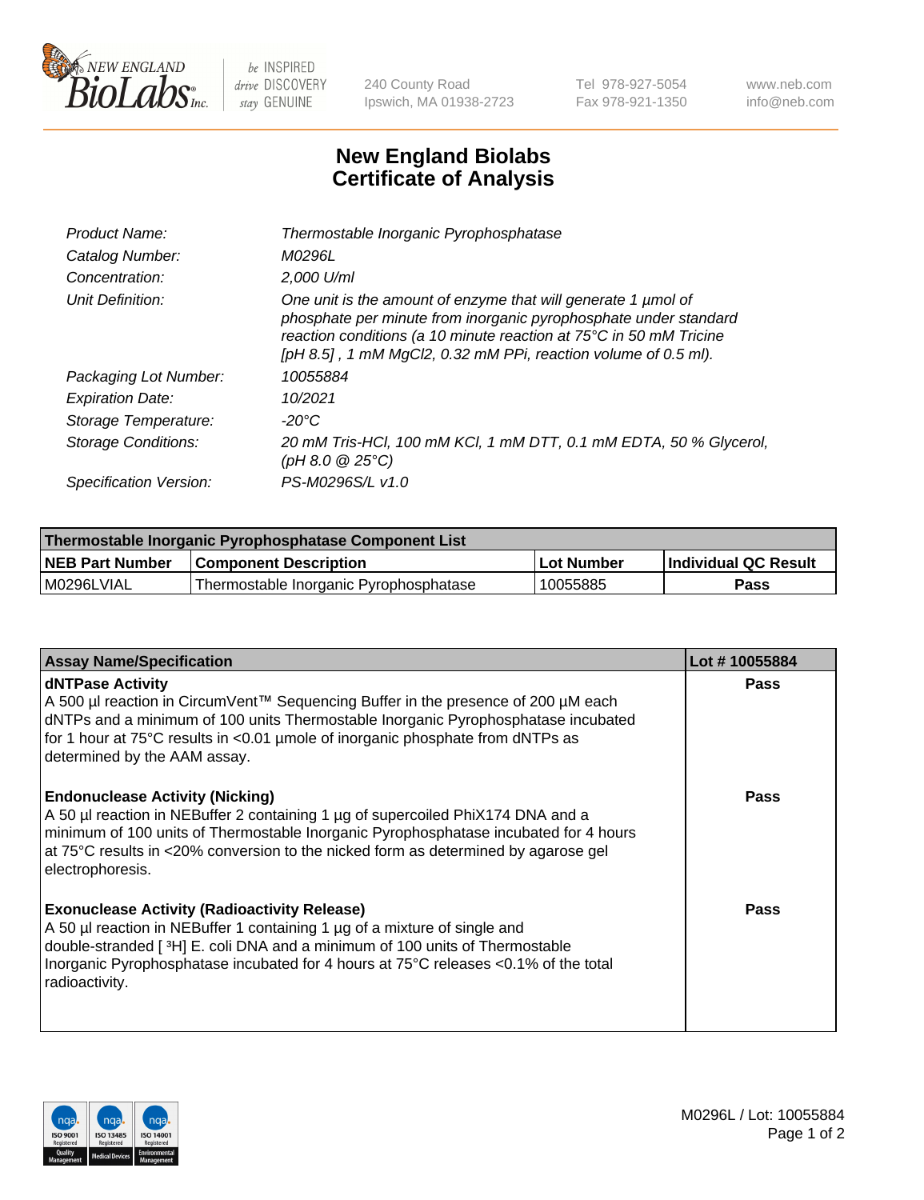240 County Road
Ipswich, MA 01938-2723

Tel 978-927-5054
Fax 978-921-1350

www.neb.com
info@neb.com

# New England Biolabs
# Certificate of Analysis

| | |
|---|---|
| *Product Name:* | *Thermostable Inorganic Pyrophosphatase* |
| *Catalog Number:* | *M0296L* |
| *Concentration:* | *2,000 U/ml* |
| *Unit Definition:* | *One unit is the amount of enzyme that will generate 1 µmol of phosphate per minute from inorganic pyrophosphate under standard reaction conditions (a 10 minute reaction at 75°C in 50 mM Tricine [pH 8.5] , 1 mM MgCl2, 0.32 mM PPi, reaction volume of 0.5 ml).* |
| *Packaging Lot Number:* | *10055884* |
| *Expiration Date:* | *10/2021* |
| *Storage Temperature:* | *-20°C* |
| *Storage Conditions:* | *20 mM Tris-HCl, 100 mM KCl, 1 mM DTT, 0.1 mM EDTA, 50 % Glycerol, (pH 8.0 @ 25°C)* |
| *Specification Version:* | *PS-M0296S/L v1.0* |

| Thermostable Inorganic Pyrophosphatase Component List | | | |
|---|---|---|---|
| **NEB Part Number** | **Component Description** | **Lot Number** | **Individual QC Result** |
| M0296LVIAL | Thermostable Inorganic Pyrophosphatase | 10055885 | **Pass** |

| Assay Name/Specification | Lot # 10055884 |
|---|---|
| **dNTPase Activity**<br>A 500 µl reaction in CircumVent™ Sequencing Buffer in the presence of 200 µM each dNTPs and a minimum of 100 units Thermostable Inorganic Pyrophosphatase incubated for 1 hour at 75°C results in <0.01 µmole of inorganic phosphate from dNTPs as determined by the AAM assay. | **Pass** |
| **Endonuclease Activity (Nicking)**<br>A 50 µl reaction in NEBuffer 2 containing 1 µg of supercoiled PhiX174 DNA and a minimum of 100 units of Thermostable Inorganic Pyrophosphatase incubated for 4 hours at 75°C results in <20% conversion to the nicked form as determined by agarose gel electrophoresis. | **Pass** |
| **Exonuclease Activity (Radioactivity Release)**<br>A 50 µl reaction in NEBuffer 1 containing 1 µg of a mixture of single and double-stranded [ $^3$H] E. coli DNA and a minimum of 100 units of Thermostable Inorganic Pyrophosphatase incubated for 4 hours at 75°C releases <0.1% of the total radioactivity. | **Pass** |

M0296L / Lot: 10055884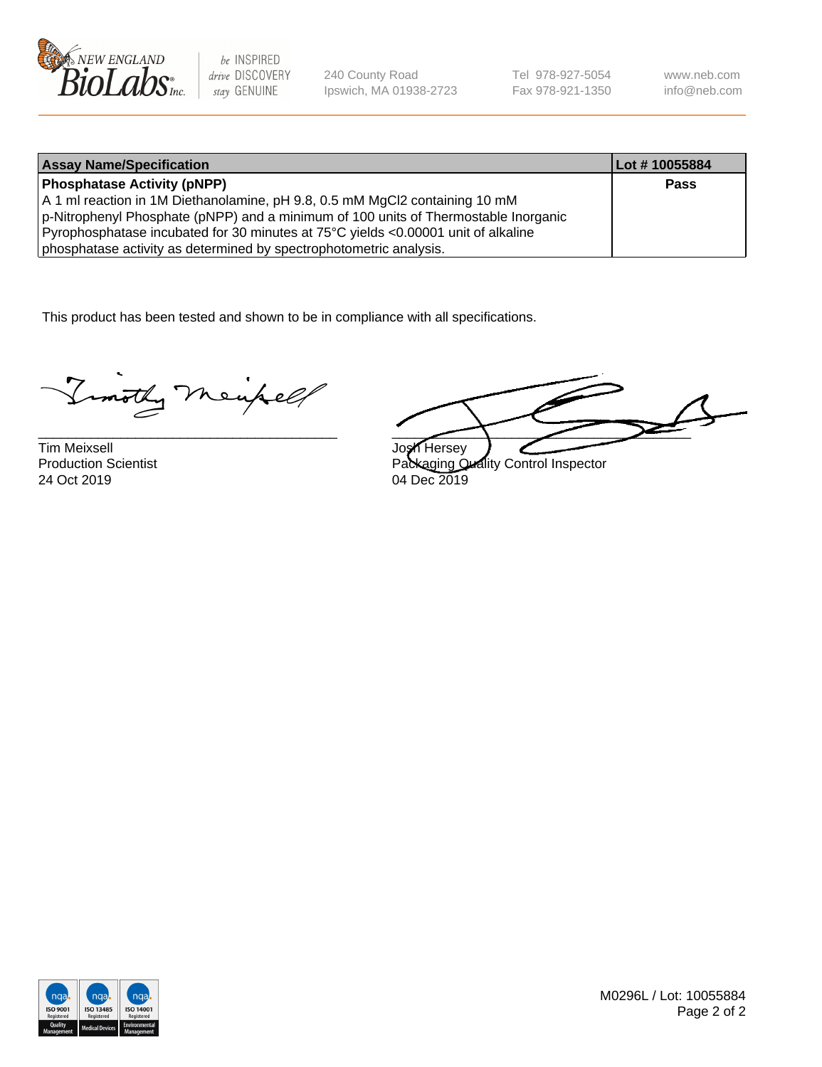| Assay Name/Specification | Lot # 10055884 |
|---|---|
| **Phosphatase Activity (pNPP)**<br>A 1 ml reaction in 1M Diethanolamine, pH 9.8, 0.5 mM $MgCl_2$ containing 10 mM p-Nitrophenyl Phosphate (pNPP) and a minimum of 100 units of Thermostable Inorganic Pyrophosphatase incubated for 30 minutes at 75°C yields <0.00001 unit of alkaline phosphatase activity as determined by spectrophotometric analysis. | **Pass** |

This product has been tested and shown to be in compliance with all specifications.

Tim Meixsell
Production Scientist
24 Oct 2019

Josh Hersey
Packaging Quality Control Inspector
04 Dec 2019

M0296L / Lot: 10055884